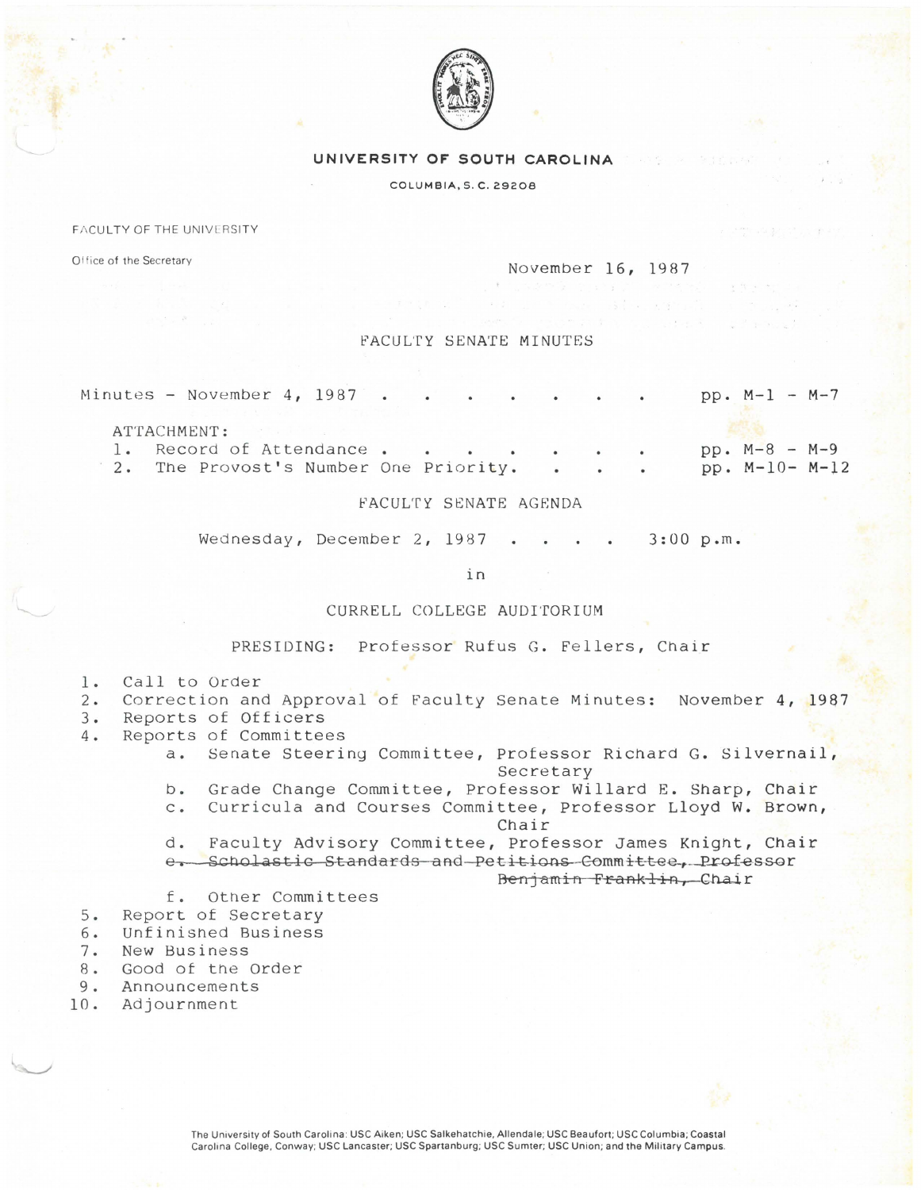**UNIVERSITY OF SOUTH CAROLINA**

COLUMBIA, S. C. 29208

FACULTY OF THE UNIVERSITY

Office of the Secretary

November 16, 1987

## FACULTY SENATE MINUTES

Minutes - November 4, 1987 . . . . . . . . . pp. M-1 - M-7

ATTACHMENT:

1. Record of Attendance . . . . . . . . pp. M-8 - M-9
2. The Provost's Number One Priority. . . . pp. M-10- M-12

## FACULTY SENATE AGENDA

Wednesday, December 2, 1987 . . . . 3:00 p.m.

in

CURRELL COLLEGE AUDITORIUM

PRESIDING: Professor Rufus G. Fellers, Chair

1. Call to Order
2. Correction and Approval of Faculty Senate Minutes: November 4, 1987
3. Reports of Officers
4. Reports of Committees
   - a. Senate Steering Committee, Professor Richard G. Silvernail, Secretary
   - b. Grade Change Committee, Professor Willard E. Sharp, Chair
   - c. Curricula and Courses Committee, Professor Lloyd W. Brown, Chair
   - d. Faculty Advisory Committee, Professor James Knight, Chair
   - ~~e. Scholastic Standards and Petitions Committee, Professor Benjamin Franklin, Chair~~
   - f. Other Committees
5. Report of Secretary
6. Unfinished Business
7. New Business
8. Good of the Order
9. Announcements
10. Adjournment

The University of South Carolina: USC Aiken; USC Salkehatchie, Allendale; USC Beaufort; USC Columbia; Coastal Carolina College, Conway; USC Lancaster; USC Spartanburg; USC Sumter; USC Union; and the Military Campus.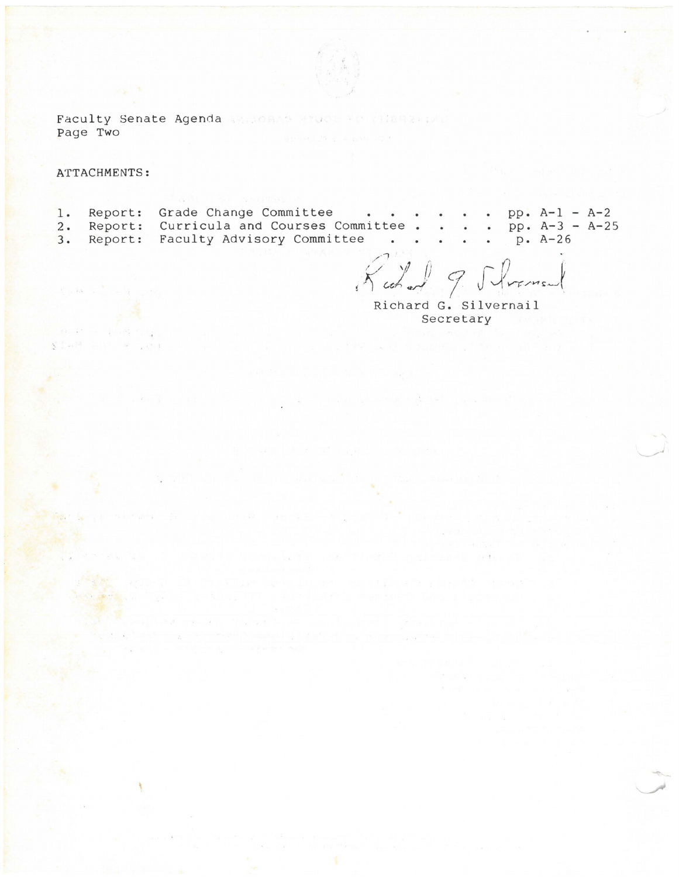Faculty Senate Agenda
Page Two

ATTACHMENTS:

1. Report: Grade Change Committee . . . . . . . . pp. A-1 - A-2
2. Report: Curricula and Courses Committee . . . . . pp. A-3 - A-25
3. Report: Faculty Advisory Committee . . . . . . p. A-26

Richard G. Silvernail
Secretary